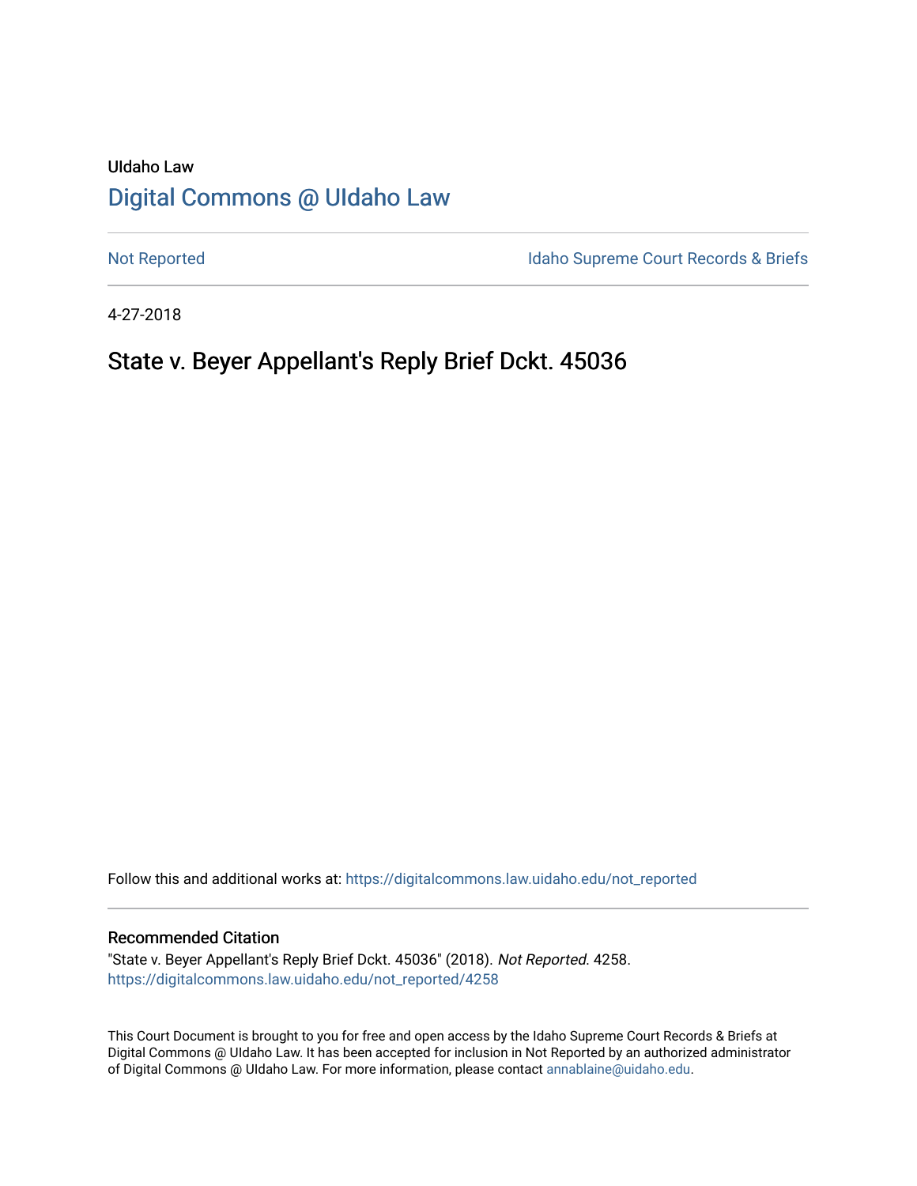UIdaho Law

# Digital Commons @ UIdaho Law

Not Reported

Idaho Supreme Court Records & Briefs

4-27-2018

## State v. Beyer Appellant's Reply Brief Dckt. 45036

Follow this and additional works at: https://digitalcommons.law.uidaho.edu/not_reported

### Recommended Citation

"State v. Beyer Appellant's Reply Brief Dckt. 45036" (2018). *Not Reported.* 4258.
https://digitalcommons.law.uidaho.edu/not_reported/4258

This Court Document is brought to you for free and open access by the Idaho Supreme Court Records & Briefs at Digital Commons @ UIdaho Law. It has been accepted for inclusion in Not Reported by an authorized administrator of Digital Commons @ UIdaho Law. For more information, please contact annablaine@uidaho.edu.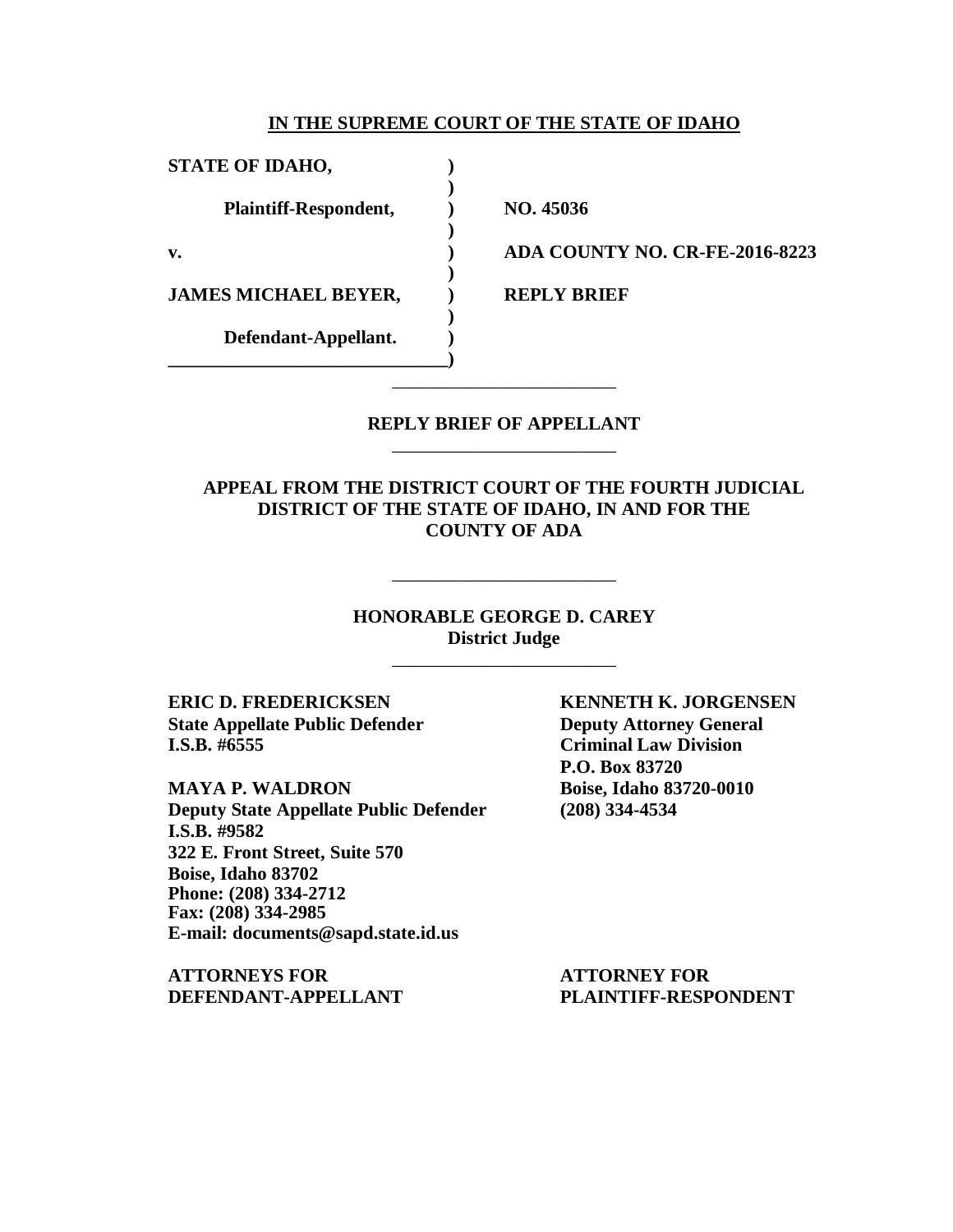**IN THE SUPREME COURT OF THE STATE OF IDAHO**

| | | |
|---|---|---|
| **STATE OF IDAHO,** | **)** | |
| | **)** | |
| **Plaintiff-Respondent,** | **)** | **NO. 45036** |
| | **)** | |
| **v.** | **)** | **ADA COUNTY NO. CR-FE-2016-8223** |
| | **)** | |
| **JAMES MICHAEL BEYER,** | **)** | **REPLY BRIEF** |
| | **)** | |
| **Defendant-Appellant.** | **)** | |
| | **)** | |

---

**REPLY BRIEF OF APPELLANT**

---

**APPEAL FROM THE DISTRICT COURT OF THE FOURTH JUDICIAL DISTRICT OF THE STATE OF IDAHO, IN AND FOR THE COUNTY OF ADA**

---

**HONORABLE GEORGE D. CAREY**
**District Judge**

---

**ERIC D. FREDERICKSEN**
**State Appellate Public Defender**
**I.S.B. #6555**

**MAYA P. WALDRON**
**Deputy State Appellate Public Defender**
**I.S.B. #9582**
**322 E. Front Street, Suite 570**
**Boise, Idaho 83702**
**Phone: (208) 334-2712**
**Fax: (208) 334-2985**
**E-mail: documents@sapd.state.id.us**

**ATTORNEYS FOR DEFENDANT-APPELLANT**

**KENNETH K. JORGENSEN**
**Deputy Attorney General**
**Criminal Law Division**
**P.O. Box 83720**
**Boise, Idaho 83720-0010**
**(208) 334-4534**

**ATTORNEY FOR PLAINTIFF-RESPONDENT**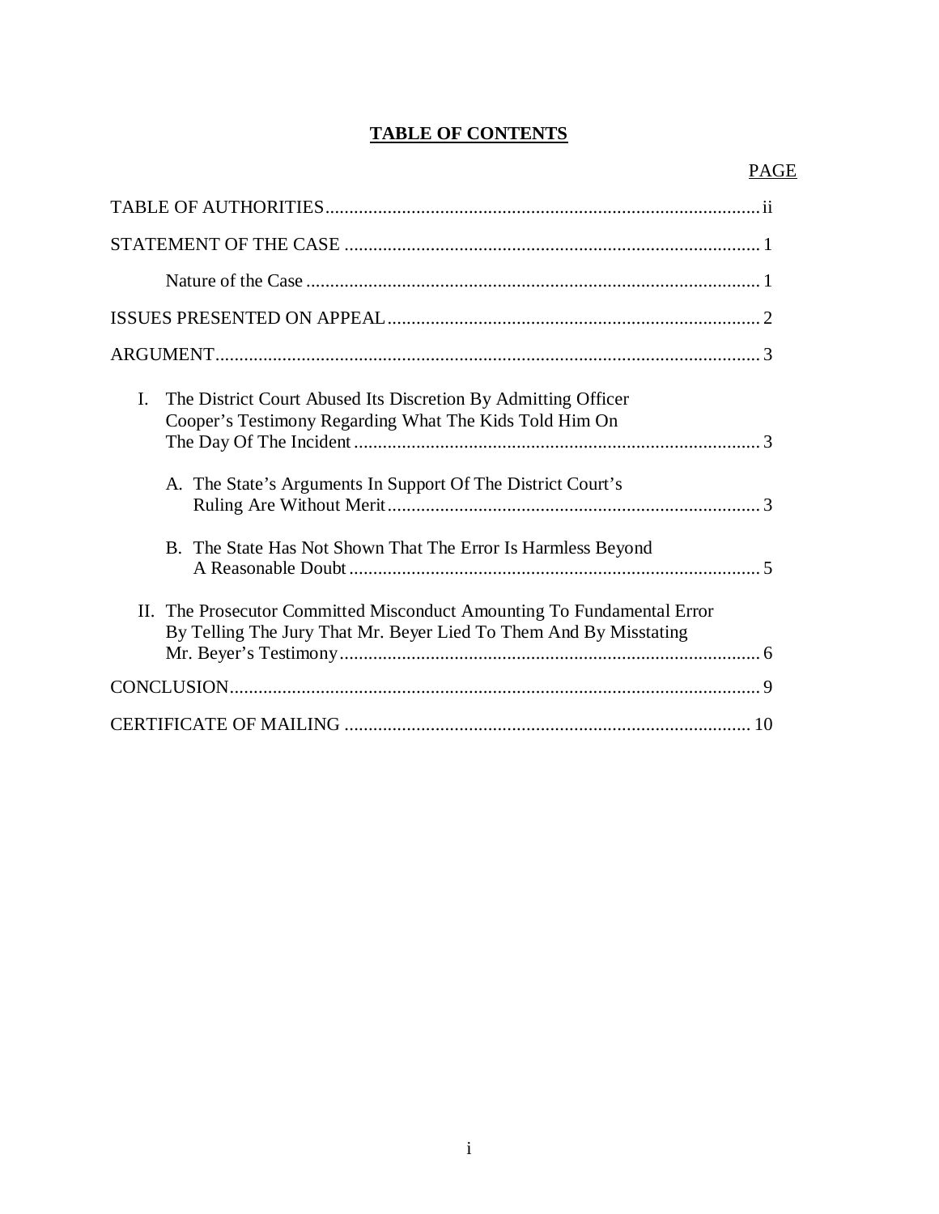# TABLE OF CONTENTS

| | PAGE |
|---|---|
| TABLE OF AUTHORITIES | ii |
| STATEMENT OF THE CASE | 1 |
| Nature of the Case | 1 |
| ISSUES PRESENTED ON APPEAL | 2 |
| ARGUMENT | 3 |
| I. The District Court Abused Its Discretion By Admitting Officer Cooper's Testimony Regarding What The Kids Told Him On The Day Of The Incident | 3 |
| A. The State's Arguments In Support Of The District Court's Ruling Are Without Merit | 3 |
| B. The State Has Not Shown That The Error Is Harmless Beyond A Reasonable Doubt | 5 |
| II. The Prosecutor Committed Misconduct Amounting To Fundamental Error By Telling The Jury That Mr. Beyer Lied To Them And By Misstating Mr. Beyer's Testimony | 6 |
| CONCLUSION | 9 |
| CERTIFICATE OF MAILING | 10 |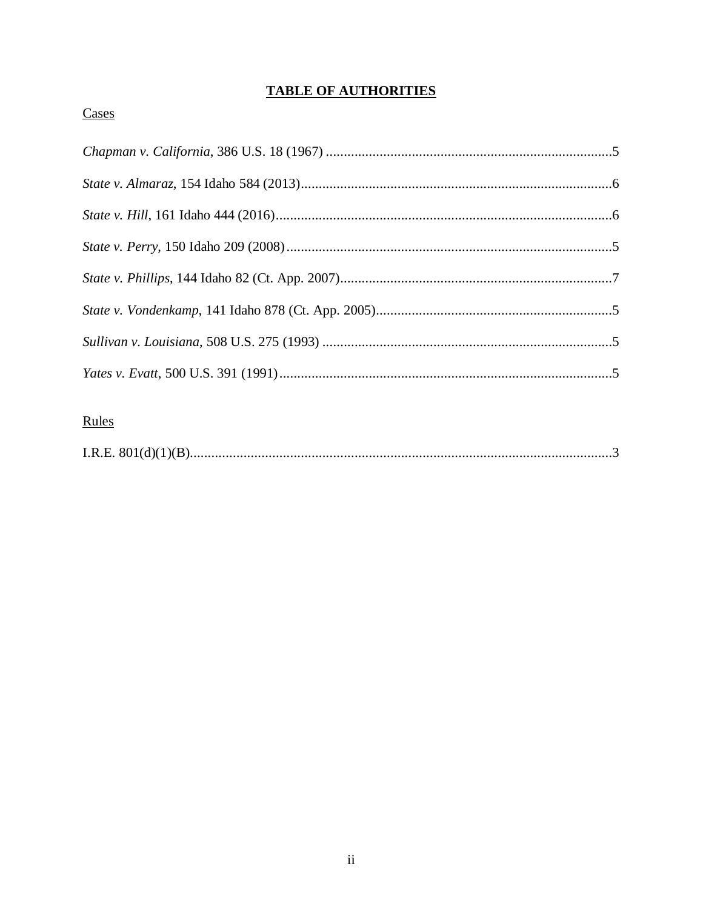# TABLE OF AUTHORITIES

Cases

*Chapman v. California*, 386 U.S. 18 (1967) ................................................................................5

*State v. Almaraz*, 154 Idaho 584 (2013).......................................................................................6

*State v. Hill*, 161 Idaho 444 (2016)..............................................................................................6

*State v. Perry*, 150 Idaho 209 (2008)...........................................................................................5

*State v. Phillips*, 144 Idaho 82 (Ct. App. 2007)............................................................................7

*State v. Vondenkamp*, 141 Idaho 878 (Ct. App. 2005)..................................................................5

*Sullivan v. Louisiana*, 508 U.S. 275 (1993) .................................................................................5

*Yates v. Evatt*, 500 U.S. 391 (1991).............................................................................................5

Rules

I.R.E. 801(d)(1)(B)........................................................................................................................3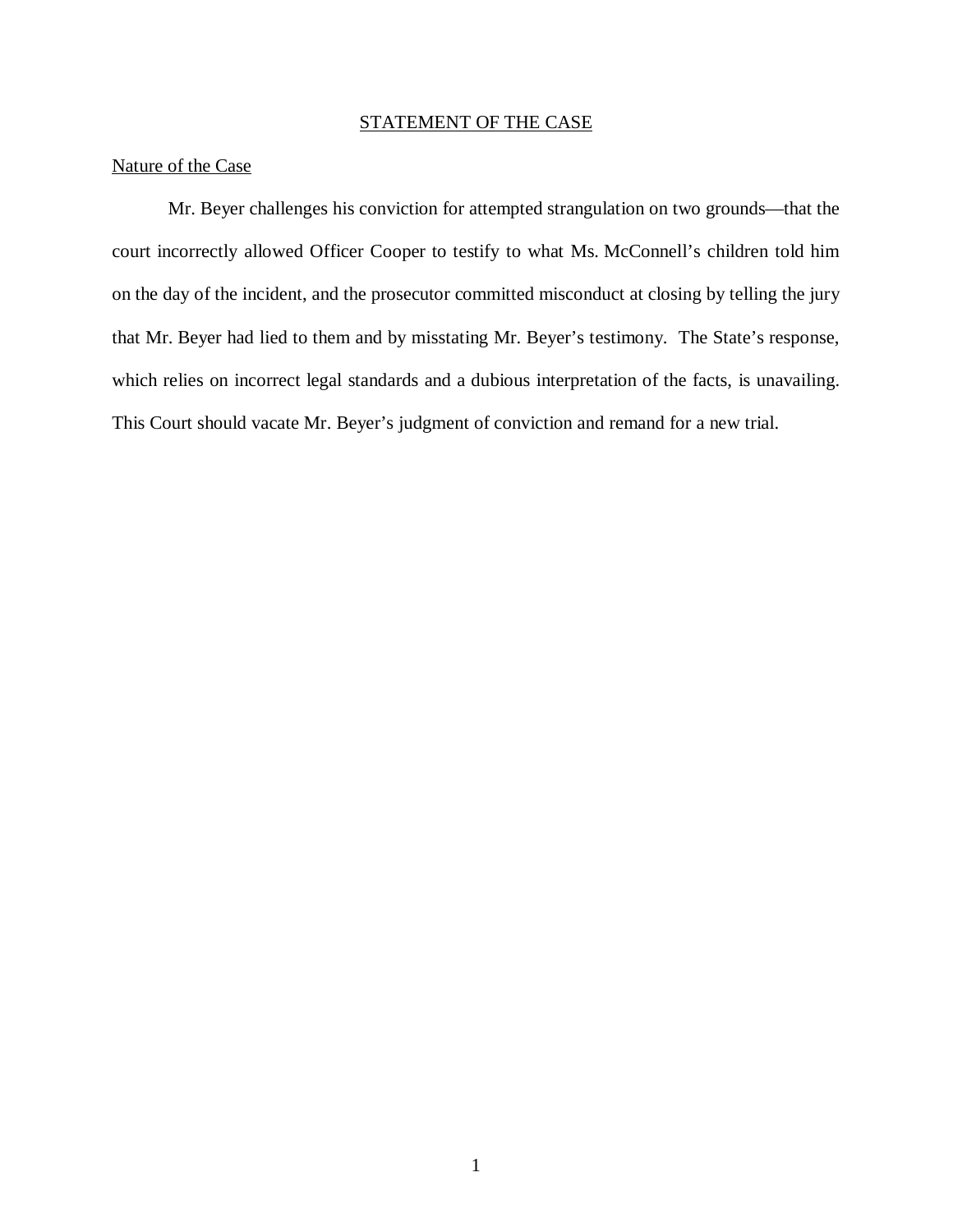## STATEMENT OF THE CASE

### Nature of the Case

Mr. Beyer challenges his conviction for attempted strangulation on two grounds—that the court incorrectly allowed Officer Cooper to testify to what Ms. McConnell's children told him on the day of the incident, and the prosecutor committed misconduct at closing by telling the jury that Mr. Beyer had lied to them and by misstating Mr. Beyer's testimony. The State's response, which relies on incorrect legal standards and a dubious interpretation of the facts, is unavailing. This Court should vacate Mr. Beyer's judgment of conviction and remand for a new trial.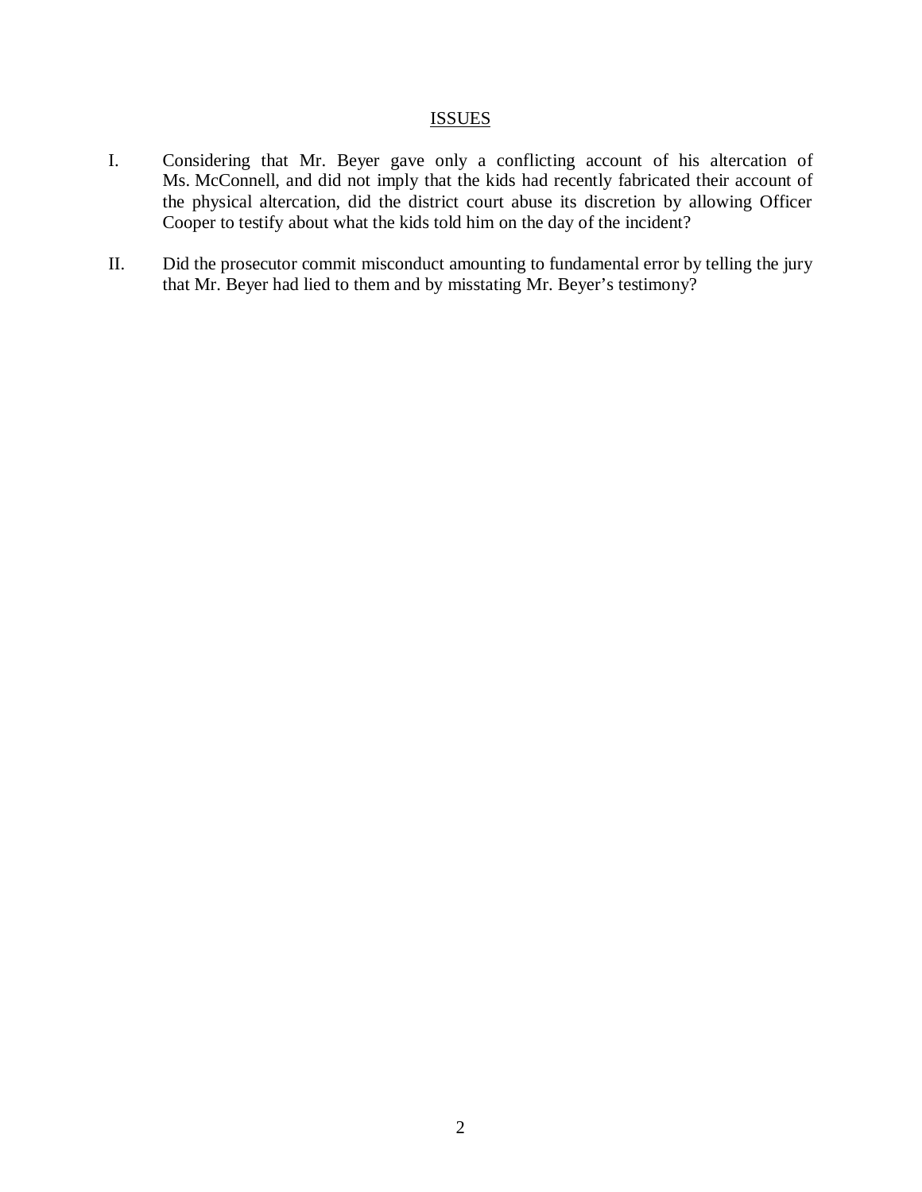## ISSUES

I. Considering that Mr. Beyer gave only a conflicting account of his altercation of Ms. McConnell, and did not imply that the kids had recently fabricated their account of the physical altercation, did the district court abuse its discretion by allowing Officer Cooper to testify about what the kids told him on the day of the incident?

II. Did the prosecutor commit misconduct amounting to fundamental error by telling the jury that Mr. Beyer had lied to them and by misstating Mr. Beyer's testimony?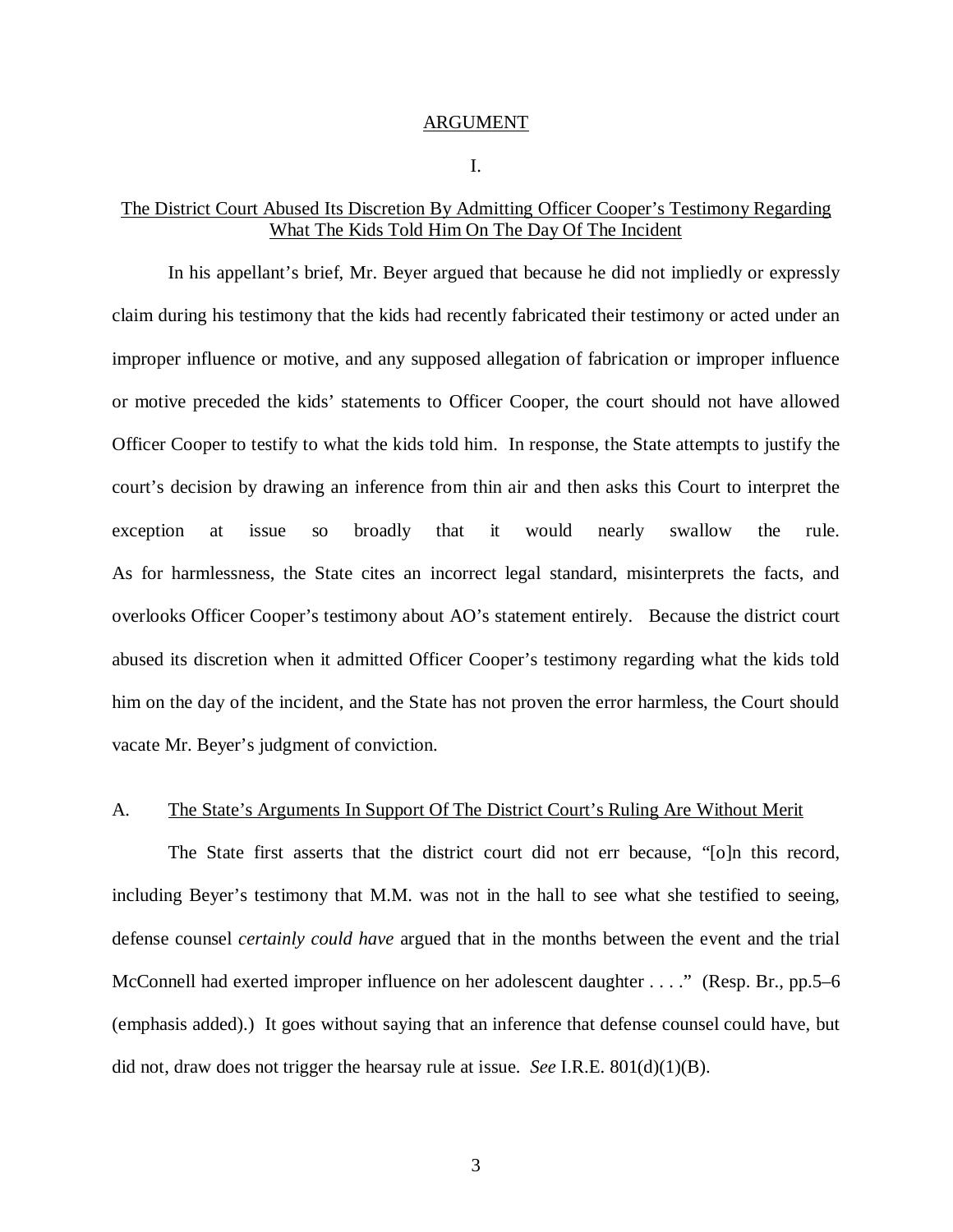## ARGUMENT

### I.

### The District Court Abused Its Discretion By Admitting Officer Cooper's Testimony Regarding What The Kids Told Him On The Day Of The Incident

In his appellant's brief, Mr. Beyer argued that because he did not impliedly or expressly claim during his testimony that the kids had recently fabricated their testimony or acted under an improper influence or motive, and any supposed allegation of fabrication or improper influence or motive preceded the kids' statements to Officer Cooper, the court should not have allowed Officer Cooper to testify to what the kids told him. In response, the State attempts to justify the court's decision by drawing an inference from thin air and then asks this Court to interpret the exception at issue so broadly that it would nearly swallow the rule. As for harmlessness, the State cites an incorrect legal standard, misinterprets the facts, and overlooks Officer Cooper's testimony about AO's statement entirely. Because the district court abused its discretion when it admitted Officer Cooper's testimony regarding what the kids told him on the day of the incident, and the State has not proven the error harmless, the Court should vacate Mr. Beyer's judgment of conviction.

#### A. The State's Arguments In Support Of The District Court's Ruling Are Without Merit

The State first asserts that the district court did not err because, "[o]n this record, including Beyer's testimony that M.M. was not in the hall to see what she testified to seeing, defense counsel *certainly could have* argued that in the months between the event and the trial McConnell had exerted improper influence on her adolescent daughter . . . ." (Resp. Br., pp.5–6 (emphasis added).) It goes without saying that an inference that defense counsel could have, but did not, draw does not trigger the hearsay rule at issue. *See* I.R.E. 801(d)(1)(B).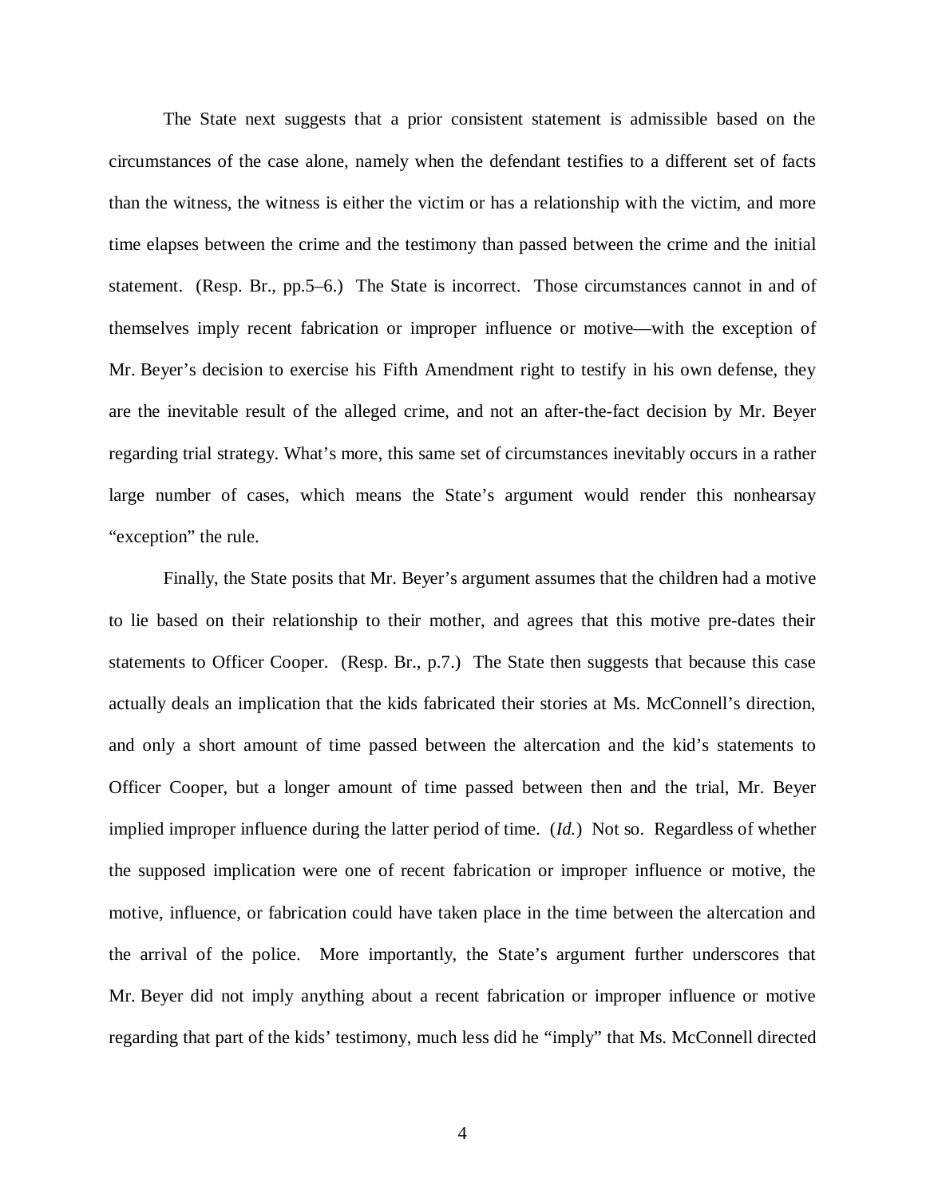The State next suggests that a prior consistent statement is admissible based on the circumstances of the case alone, namely when the defendant testifies to a different set of facts than the witness, the witness is either the victim or has a relationship with the victim, and more time elapses between the crime and the testimony than passed between the crime and the initial statement. (Resp. Br., pp.5–6.) The State is incorrect. Those circumstances cannot in and of themselves imply recent fabrication or improper influence or motive—with the exception of Mr. Beyer's decision to exercise his Fifth Amendment right to testify in his own defense, they are the inevitable result of the alleged crime, and not an after-the-fact decision by Mr. Beyer regarding trial strategy. What's more, this same set of circumstances inevitably occurs in a rather large number of cases, which means the State's argument would render this nonhearsay "exception" the rule.

Finally, the State posits that Mr. Beyer's argument assumes that the children had a motive to lie based on their relationship to their mother, and agrees that this motive pre-dates their statements to Officer Cooper. (Resp. Br., p.7.) The State then suggests that because this case actually deals an implication that the kids fabricated their stories at Ms. McConnell's direction, and only a short amount of time passed between the altercation and the kid's statements to Officer Cooper, but a longer amount of time passed between then and the trial, Mr. Beyer implied improper influence during the latter period of time. (*Id.*) Not so. Regardless of whether the supposed implication were one of recent fabrication or improper influence or motive, the motive, influence, or fabrication could have taken place in the time between the altercation and the arrival of the police. More importantly, the State's argument further underscores that Mr. Beyer did not imply anything about a recent fabrication or improper influence or motive regarding that part of the kids' testimony, much less did he "imply" that Ms. McConnell directed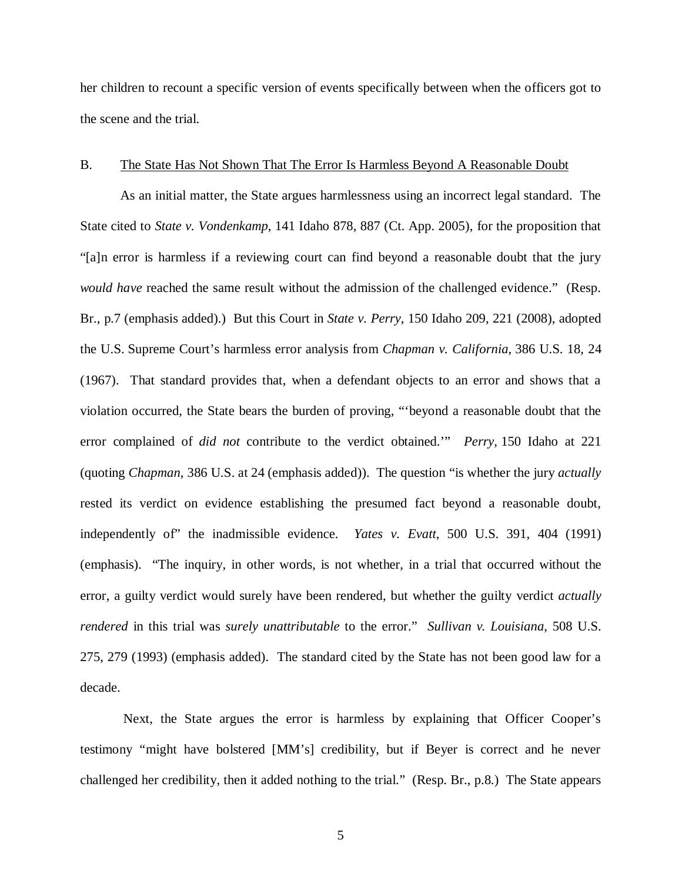her children to recount a specific version of events specifically between when the officers got to the scene and the trial.

## B. The State Has Not Shown That The Error Is Harmless Beyond A Reasonable Doubt

As an initial matter, the State argues harmlessness using an incorrect legal standard. The State cited to *State v. Vondenkamp*, 141 Idaho 878, 887 (Ct. App. 2005), for the proposition that "[a]n error is harmless if a reviewing court can find beyond a reasonable doubt that the jury *would have* reached the same result without the admission of the challenged evidence." (Resp. Br., p.7 (emphasis added).) But this Court in *State v. Perry*, 150 Idaho 209, 221 (2008), adopted the U.S. Supreme Court's harmless error analysis from *Chapman v. California*, 386 U.S. 18, 24 (1967). That standard provides that, when a defendant objects to an error and shows that a violation occurred, the State bears the burden of proving, "'beyond a reasonable doubt that the error complained of *did not* contribute to the verdict obtained.'" *Perry*, 150 Idaho at 221 (quoting *Chapman*, 386 U.S. at 24 (emphasis added)). The question "is whether the jury *actually* rested its verdict on evidence establishing the presumed fact beyond a reasonable doubt, independently of" the inadmissible evidence. *Yates v. Evatt*, 500 U.S. 391, 404 (1991) (emphasis). "The inquiry, in other words, is not whether, in a trial that occurred without the error, a guilty verdict would surely have been rendered, but whether the guilty verdict *actually rendered* in this trial was *surely unattributable* to the error." *Sullivan v. Louisiana*, 508 U.S. 275, 279 (1993) (emphasis added). The standard cited by the State has not been good law for a decade.

Next, the State argues the error is harmless by explaining that Officer Cooper's testimony "might have bolstered [MM's] credibility, but if Beyer is correct and he never challenged her credibility, then it added nothing to the trial." (Resp. Br., p.8.) The State appears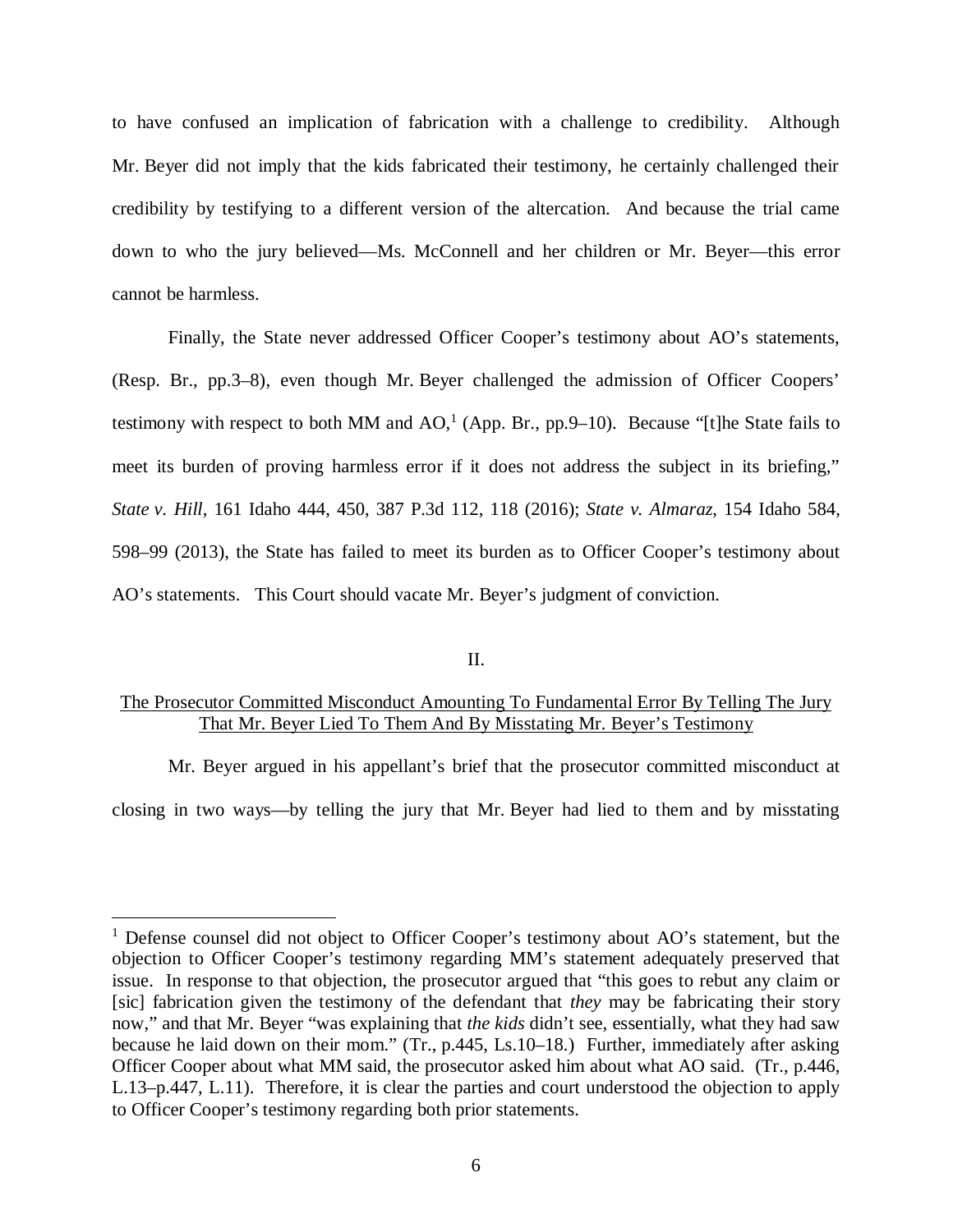to have confused an implication of fabrication with a challenge to credibility. Although Mr. Beyer did not imply that the kids fabricated their testimony, he certainly challenged their credibility by testifying to a different version of the altercation. And because the trial came down to who the jury believed—Ms. McConnell and her children or Mr. Beyer—this error cannot be harmless.

Finally, the State never addressed Officer Cooper's testimony about AO's statements, (Resp. Br., pp.3–8), even though Mr. Beyer challenged the admission of Officer Coopers' testimony with respect to both MM and AO,[1] (App. Br., pp.9–10). Because "[t]he State fails to meet its burden of proving harmless error if it does not address the subject in its briefing," *State v. Hill*, 161 Idaho 444, 450, 387 P.3d 112, 118 (2016); *State v. Almaraz*, 154 Idaho 584, 598–99 (2013), the State has failed to meet its burden as to Officer Cooper's testimony about AO's statements. This Court should vacate Mr. Beyer's judgment of conviction.

## II.

## The Prosecutor Committed Misconduct Amounting To Fundamental Error By Telling The Jury That Mr. Beyer Lied To Them And By Misstating Mr. Beyer's Testimony

Mr. Beyer argued in his appellant's brief that the prosecutor committed misconduct at closing in two ways—by telling the jury that Mr. Beyer had lied to them and by misstating

---

[1] Defense counsel did not object to Officer Cooper's testimony about AO's statement, but the objection to Officer Cooper's testimony regarding MM's statement adequately preserved that issue. In response to that objection, the prosecutor argued that "this goes to rebut any claim or [sic] fabrication given the testimony of the defendant that *they* may be fabricating their story now," and that Mr. Beyer "was explaining that *the kids* didn't see, essentially, what they had saw because he laid down on their mom." (Tr., p.445, Ls.10–18.) Further, immediately after asking Officer Cooper about what MM said, the prosecutor asked him about what AO said. (Tr., p.446, L.13–p.447, L.11). Therefore, it is clear the parties and court understood the objection to apply to Officer Cooper's testimony regarding both prior statements.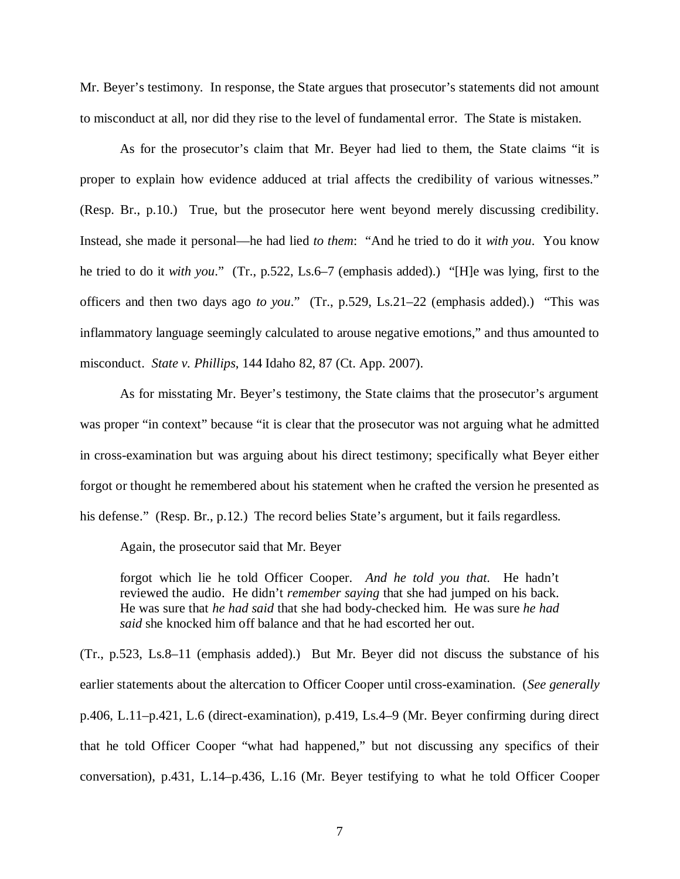Mr. Beyer's testimony. In response, the State argues that prosecutor's statements did not amount to misconduct at all, nor did they rise to the level of fundamental error. The State is mistaken.

As for the prosecutor's claim that Mr. Beyer had lied to them, the State claims "it is proper to explain how evidence adduced at trial affects the credibility of various witnesses." (Resp. Br., p.10.) True, but the prosecutor here went beyond merely discussing credibility. Instead, she made it personal—he had lied *to them*: "And he tried to do it *with you*. You know he tried to do it *with you*." (Tr., p.522, Ls.6–7 (emphasis added).) "[H]e was lying, first to the officers and then two days ago *to you*." (Tr., p.529, Ls.21–22 (emphasis added).) "This was inflammatory language seemingly calculated to arouse negative emotions," and thus amounted to misconduct. *State v. Phillips*, 144 Idaho 82, 87 (Ct. App. 2007).

As for misstating Mr. Beyer's testimony, the State claims that the prosecutor's argument was proper "in context" because "it is clear that the prosecutor was not arguing what he admitted in cross-examination but was arguing about his direct testimony; specifically what Beyer either forgot or thought he remembered about his statement when he crafted the version he presented as his defense." (Resp. Br., p.12.) The record belies State's argument, but it fails regardless.

Again, the prosecutor said that Mr. Beyer

> forgot which lie he told Officer Cooper. *And he told you that.* He hadn't reviewed the audio. He didn't *remember saying* that she had jumped on his back. He was sure that *he had said* that she had body-checked him. He was sure *he had said* she knocked him off balance and that he had escorted her out.

(Tr., p.523, Ls.8–11 (emphasis added).) But Mr. Beyer did not discuss the substance of his earlier statements about the altercation to Officer Cooper until cross-examination. (*See generally* p.406, L.11–p.421, L.6 (direct-examination), p.419, Ls.4–9 (Mr. Beyer confirming during direct that he told Officer Cooper "what had happened," but not discussing any specifics of their conversation), p.431, L.14–p.436, L.16 (Mr. Beyer testifying to what he told Officer Cooper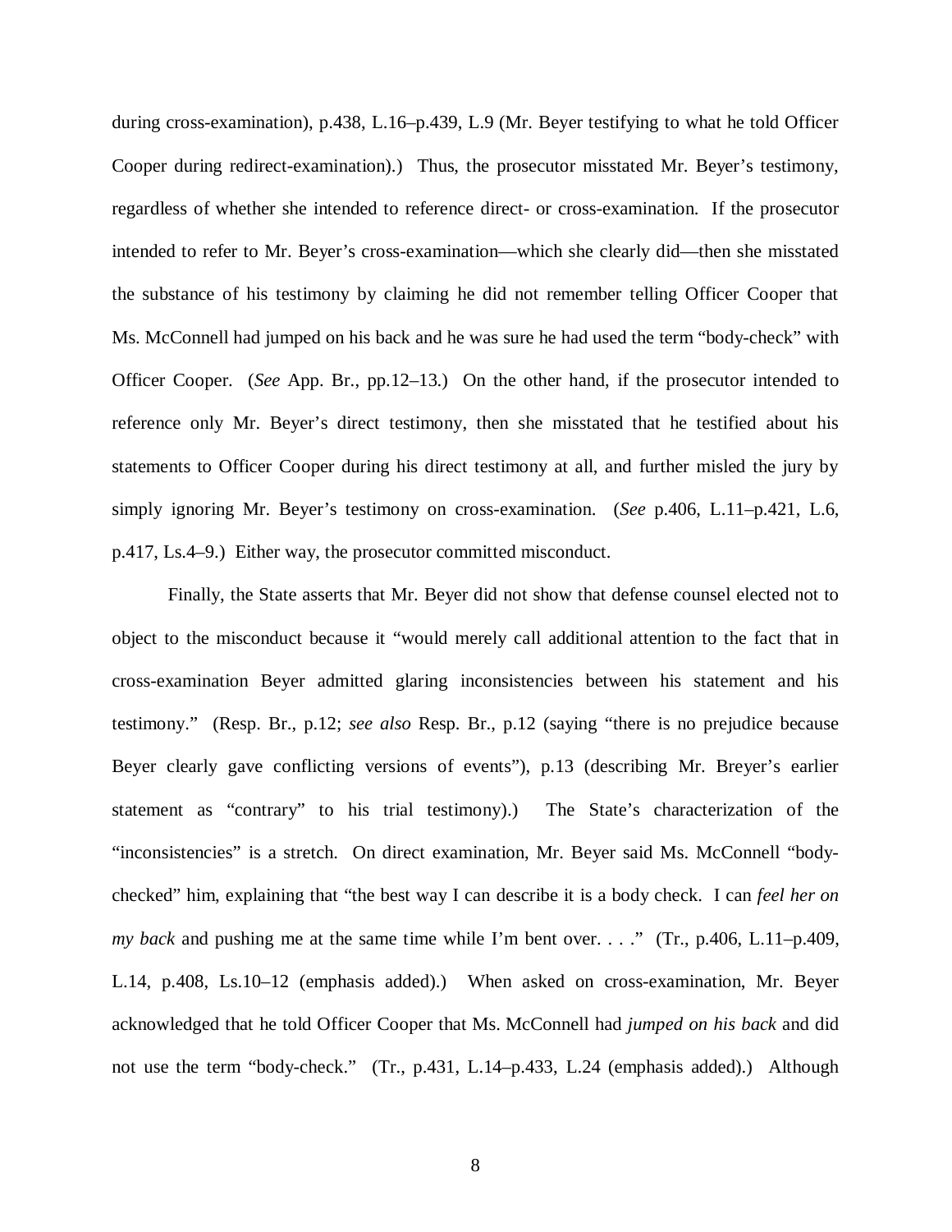during cross-examination), p.438, L.16–p.439, L.9 (Mr. Beyer testifying to what he told Officer Cooper during redirect-examination).) Thus, the prosecutor misstated Mr. Beyer's testimony, regardless of whether she intended to reference direct- or cross-examination. If the prosecutor intended to refer to Mr. Beyer's cross-examination—which she clearly did—then she misstated the substance of his testimony by claiming he did not remember telling Officer Cooper that Ms. McConnell had jumped on his back and he was sure he had used the term "body-check" with Officer Cooper. (*See* App. Br., pp.12–13.) On the other hand, if the prosecutor intended to reference only Mr. Beyer's direct testimony, then she misstated that he testified about his statements to Officer Cooper during his direct testimony at all, and further misled the jury by simply ignoring Mr. Beyer's testimony on cross-examination. (*See* p.406, L.11–p.421, L.6, p.417, Ls.4–9.) Either way, the prosecutor committed misconduct.

Finally, the State asserts that Mr. Beyer did not show that defense counsel elected not to object to the misconduct because it "would merely call additional attention to the fact that in cross-examination Beyer admitted glaring inconsistencies between his statement and his testimony." (Resp. Br., p.12; *see also* Resp. Br., p.12 (saying "there is no prejudice because Beyer clearly gave conflicting versions of events"), p.13 (describing Mr. Breyer's earlier statement as "contrary" to his trial testimony).) The State's characterization of the "inconsistencies" is a stretch. On direct examination, Mr. Beyer said Ms. McConnell "body-checked" him, explaining that "the best way I can describe it is a body check. I can *feel her on my back* and pushing me at the same time while I'm bent over. . . ." (Tr., p.406, L.11–p.409, L.14, p.408, Ls.10–12 (emphasis added).) When asked on cross-examination, Mr. Beyer acknowledged that he told Officer Cooper that Ms. McConnell had *jumped on his back* and did not use the term "body-check." (Tr., p.431, L.14–p.433, L.24 (emphasis added).) Although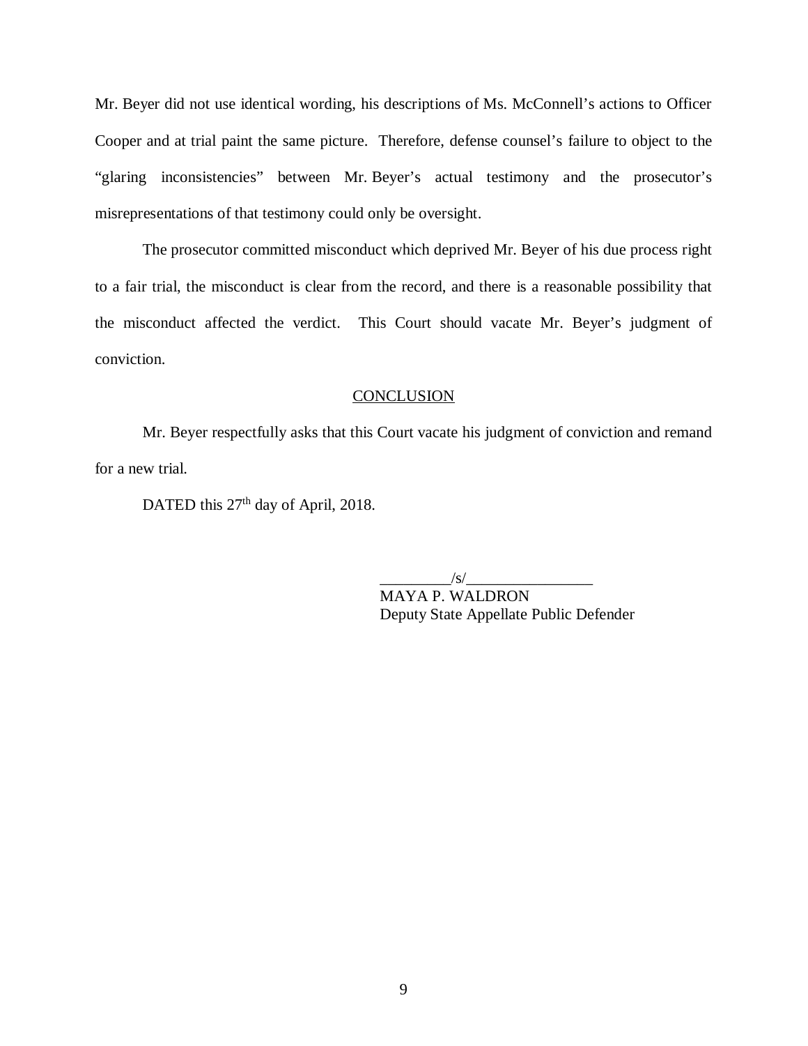Mr. Beyer did not use identical wording, his descriptions of Ms. McConnell's actions to Officer Cooper and at trial paint the same picture. Therefore, defense counsel's failure to object to the "glaring inconsistencies" between Mr. Beyer's actual testimony and the prosecutor's misrepresentations of that testimony could only be oversight.

The prosecutor committed misconduct which deprived Mr. Beyer of his due process right to a fair trial, the misconduct is clear from the record, and there is a reasonable possibility that the misconduct affected the verdict. This Court should vacate Mr. Beyer's judgment of conviction.

## CONCLUSION

Mr. Beyer respectfully asks that this Court vacate his judgment of conviction and remand for a new trial.

DATED this 27th day of April, 2018.

_________/s/________________
MAYA P. WALDRON
Deputy State Appellate Public Defender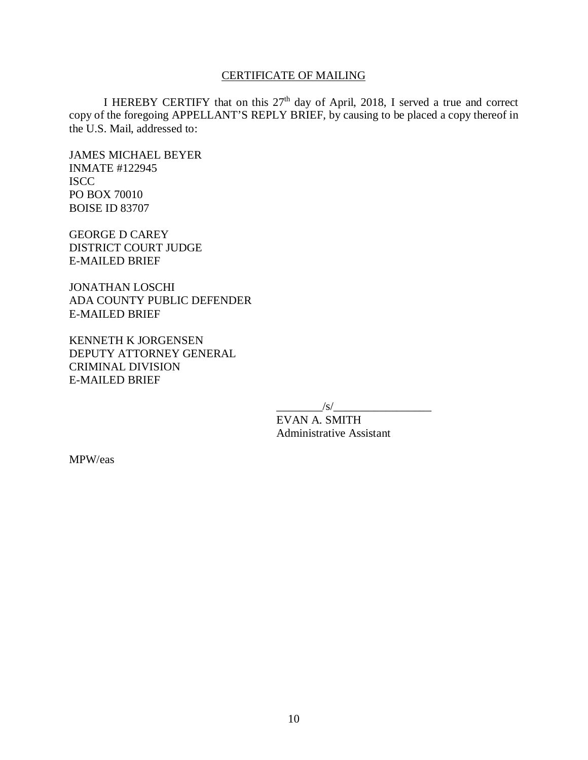CERTIFICATE OF MAILING

I HEREBY CERTIFY that on this 27th day of April, 2018, I served a true and correct copy of the foregoing APPELLANT'S REPLY BRIEF, by causing to be placed a copy thereof in the U.S. Mail, addressed to:

JAMES MICHAEL BEYER
INMATE #122945
ISCC
PO BOX 70010
BOISE ID 83707

GEORGE D CAREY
DISTRICT COURT JUDGE
E-MAILED BRIEF

JONATHAN LOSCHI
ADA COUNTY PUBLIC DEFENDER
E-MAILED BRIEF

KENNETH K JORGENSEN
DEPUTY ATTORNEY GENERAL
CRIMINAL DIVISION
E-MAILED BRIEF

________/s/_________________
EVAN A. SMITH
Administrative Assistant

MPW/eas